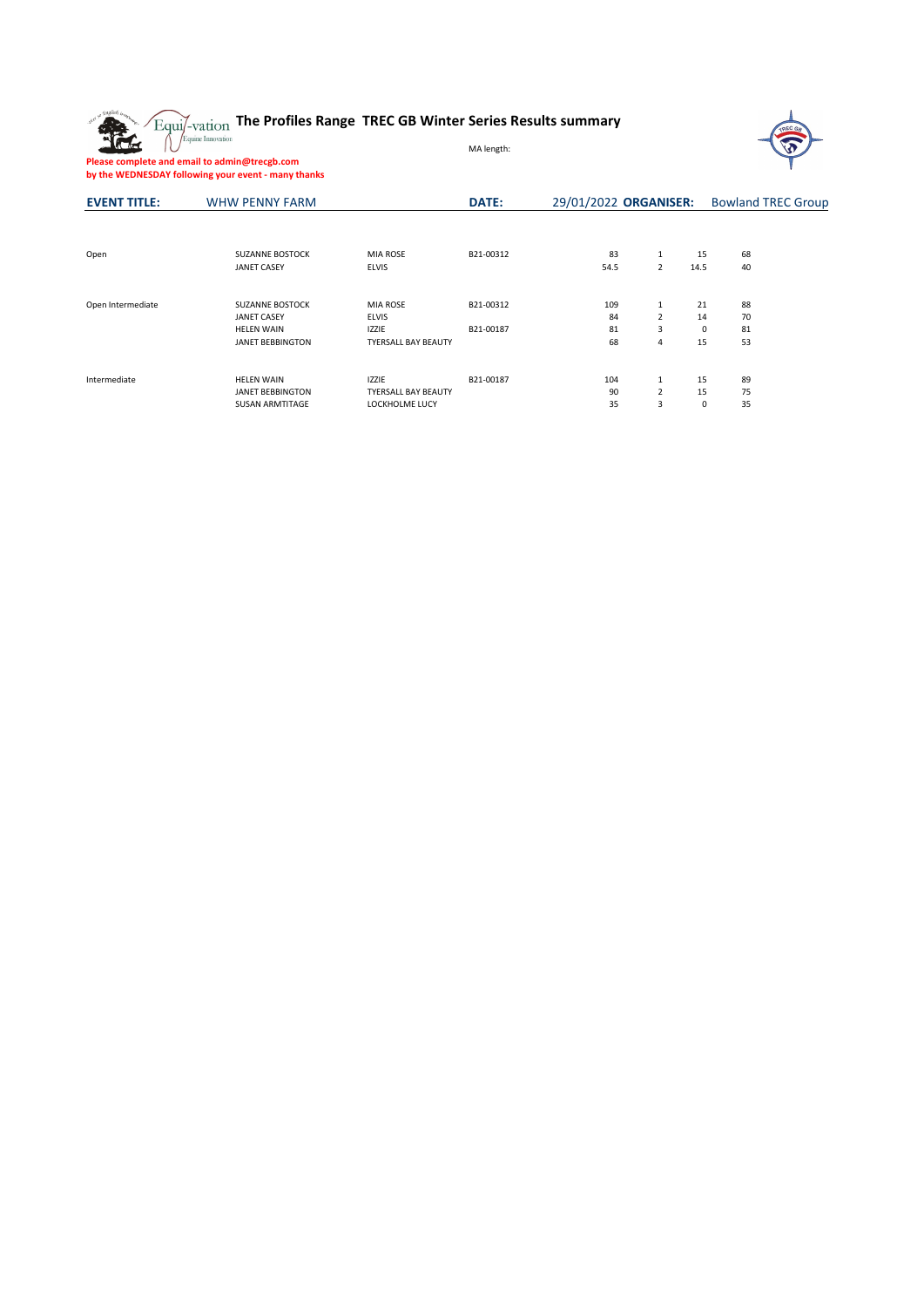# The Profiles Range TREC GB Winter Series Results summary

MA length:

**Please complete and email to admin@trecgb.com**
**by the WEDNESDAY following your event - many thanks**

**EVENT TITLE:** WHW PENNY FARM **DATE:** 29/01/2022 **ORGANISER:** Bowland TREC Group

| Class | Rider | Horse | Number | | | | |
|---|---|---|---|---|---|---|---|
| Open | SUZANNE BOSTOCK | MIA ROSE | B21-00312 | 83 | 1 | 15 | 68 |
| | JANET CASEY | ELVIS | | 54.5 | 2 | 14.5 | 40 |
| Open Intermediate | SUZANNE BOSTOCK | MIA ROSE | B21-00312 | 109 | 1 | 21 | 88 |
| | JANET CASEY | ELVIS | | 84 | 2 | 14 | 70 |
| | HELEN WAIN | IZZIE | B21-00187 | 81 | 3 | 0 | 81 |
| | JANET BEBBINGTON | TYERSALL BAY BEAUTY | | 68 | 4 | 15 | 53 |
| Intermediate | HELEN WAIN | IZZIE | B21-00187 | 104 | 1 | 15 | 89 |
| | JANET BEBBINGTON | TYERSALL BAY BEAUTY | | 90 | 2 | 15 | 75 |
| | SUSAN ARMTITAGE | LOCKHOLME LUCY | | 35 | 3 | 0 | 35 |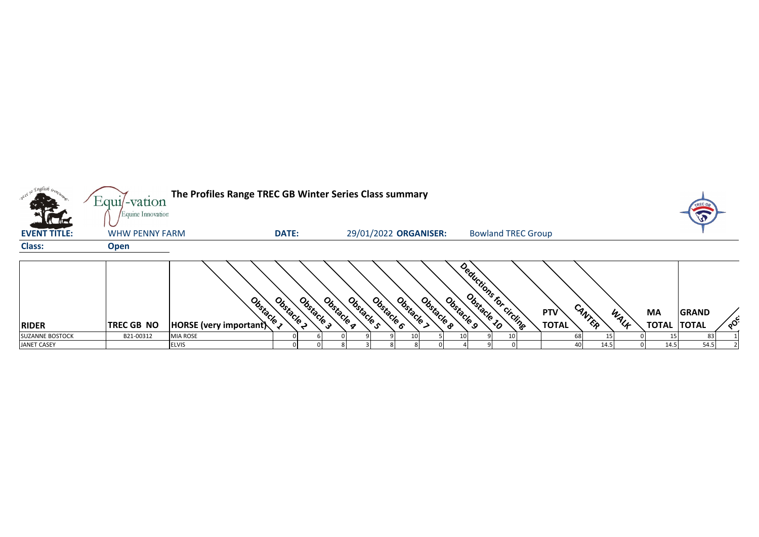# The Profiles Range TREC GB Winter Series Class summary

**EVENT TITLE:** WHW PENNY FARM **DATE:** 29/01/2022 **ORGANISER:** Bowland TREC Group

**Class:** Open

| RIDER | TREC GB NO | HORSE (very important) | Obstacle 1 | Obstacle 2 | Obstacle 3 | Obstacle 4 | Obstacle 5 | Obstacle 6 | Obstacle 7 | Obstacle 8 | Obstacle 9 | Obstacle 10 | Deductions for circling | PTV TOTAL | CANTER | WALK | MA TOTAL | GRAND TOTAL | POS |
|---|---|---|---|---|---|---|---|---|---|---|---|---|---|---|---|---|---|---|---|
| SUZANNE BOSTOCK | B21-00312 | MIA ROSE | 0 | 6 | 0 | 9 | 9 | 10 | 5 | 10 | 9 | 10 | | 68 | 15 | 0 | 15 | 83 | 1 |
| JANET CASEY | | ELVIS | 0 | 0 | 8 | 3 | 8 | 8 | 0 | 4 | 9 | 0 | | 40 | 14.5 | 0 | 14.5 | 54.5 | 2 |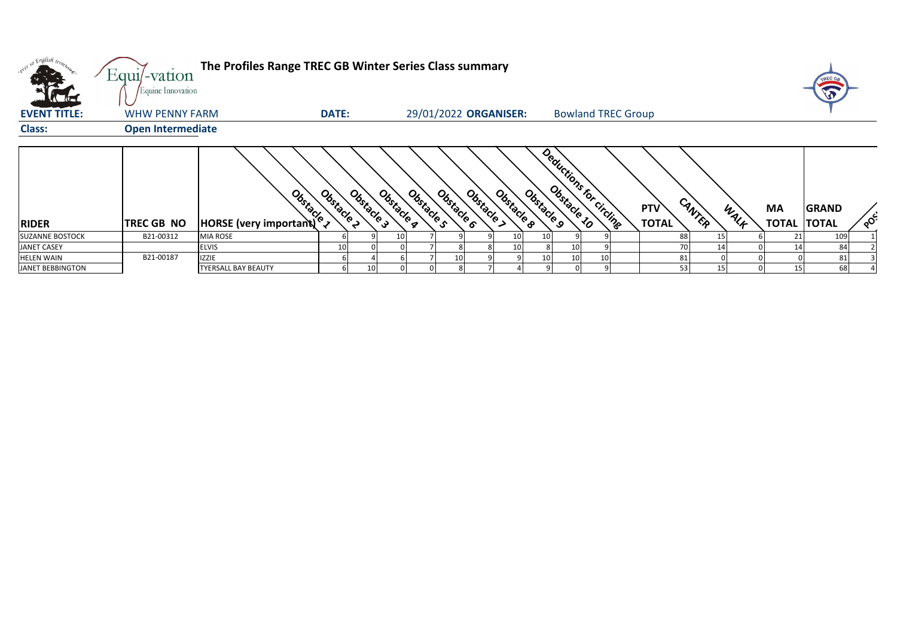# The Profiles Range TREC GB Winter Series Class summary

**EVENT TITLE:** WHW PENNY FARM **DATE:** 29/01/2022 **ORGANISER:** Bowland TREC Group

**Class:** Open Intermediate

| RIDER | TREC GB NO | HORSE (very important) | Obstacle 1 | Obstacle 2 | Obstacle 3 | Obstacle 4 | Obstacle 5 | Obstacle 6 | Obstacle 7 | Obstacle 8 | Obstacle 9 | Obstacle 10 | Deductions for circling | PTV TOTAL | CANTER | WALK | MA TOTAL | GRAND TOTAL | POS |
|---|---|---|---|---|---|---|---|---|---|---|---|---|---|---|---|---|---|---|---|
| SUZANNE BOSTOCK | B21-00312 | MIA ROSE | 6 | 9 | 10 | 7 | 9 | 9 | 10 | 10 | 9 | 9 | | 88 | 15 | 6 | 21 | 109 | 1 |
| JANET CASEY | | ELVIS | 10 | 0 | 0 | 7 | 8 | 8 | 10 | 8 | 10 | 9 | | 70 | 14 | 0 | 14 | 84 | 2 |
| HELEN WAIN | B21-00187 | IZZIE | 6 | 4 | 6 | 7 | 10 | 9 | 9 | 10 | 10 | 10 | | 81 | 0 | 0 | 0 | 81 | 3 |
| JANET BEBBINGTON | | TYERSALL BAY BEAUTY | 6 | 10 | 0 | 0 | 8 | 7 | 4 | 9 | 0 | 9 | | 53 | 15 | 0 | 15 | 68 | 4 |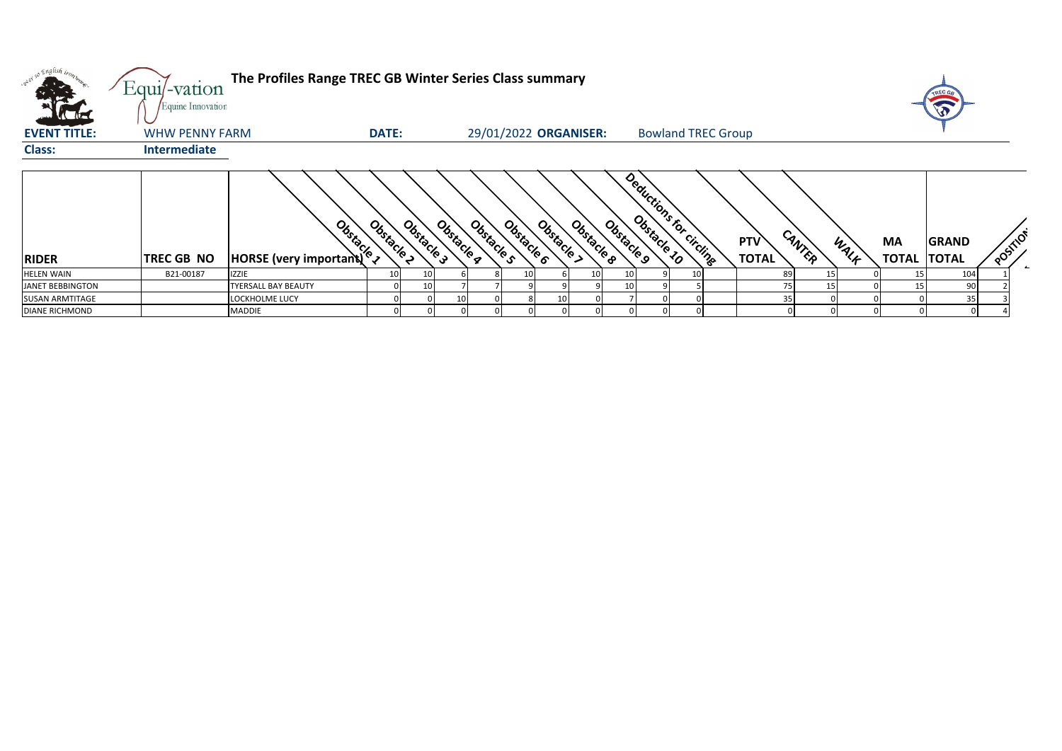# The Profiles Range TREC GB Winter Series Class summary

**EVENT TITLE:** WHW PENNY FARM **DATE:** 29/01/2022 **ORGANISER:** Bowland TREC Group

**Class:** Intermediate

| RIDER | TREC GB NO | HORSE (very important) | Obstacle 1 | Obstacle 2 | Obstacle 3 | Obstacle 4 | Obstacle 5 | Obstacle 6 | Obstacle 7 | Obstacle 8 | Obstacle 9 | Obstacle 10 | Deductions for circling | PTV TOTAL | CANTER | WALK | MA TOTAL | GRAND TOTAL | POSITION |
|---|---|---|---|---|---|---|---|---|---|---|---|---|---|---|---|---|---|---|
| HELEN WAIN | B21-00187 | IZZIE | 10 | 10 | 6 | 8 | 10 | 6 | 10 | 10 | 9 | 10 | | 89 | 15 | 0 | 15 | 104 | 1 |
| JANET BEBBINGTON | | TYERSALL BAY BEAUTY | 0 | 10 | 7 | 7 | 9 | 9 | 9 | 10 | 9 | 5 | | 75 | 15 | 0 | 15 | 90 | 2 |
| SUSAN ARMTITAGE | | LOCKHOLME LUCY | 0 | 0 | 10 | 0 | 8 | 10 | 0 | 7 | 0 | 0 | | 35 | 0 | 0 | 0 | 35 | 3 |
| DIANE RICHMOND | | MADDIE | 0 | 0 | 0 | 0 | 0 | 0 | 0 | 0 | 0 | 0 | | 0 | 0 | 0 | 0 | 0 | 4 |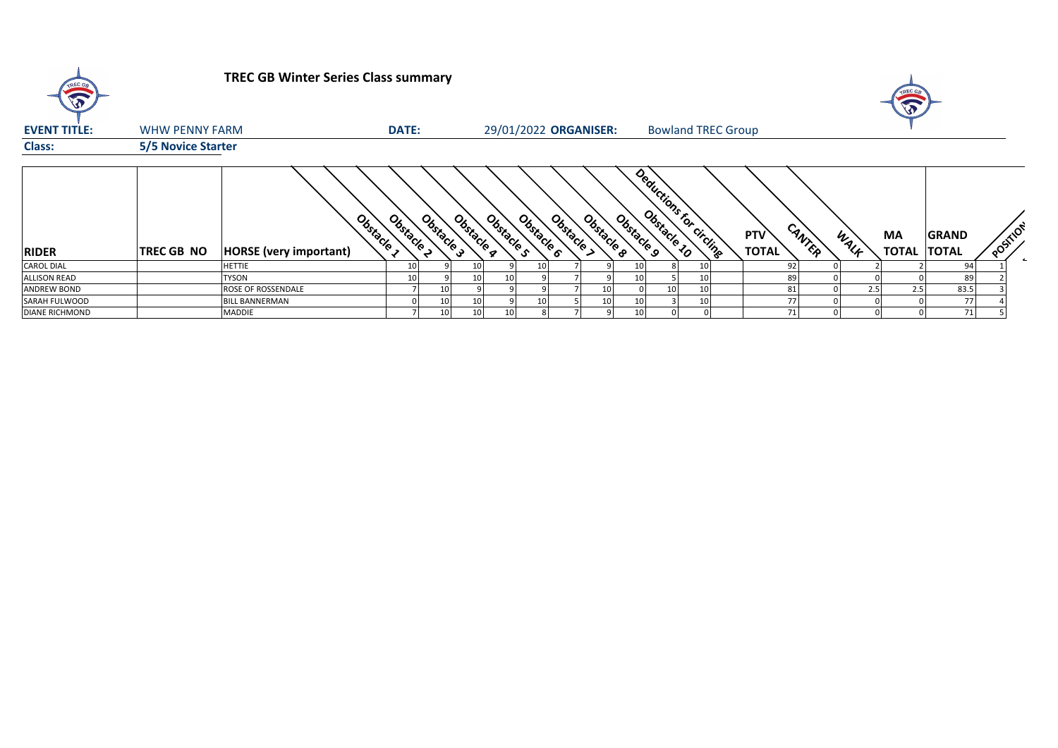# TREC GB Winter Series Class summary

**EVENT TITLE:** WHW PENNY FARM **DATE:** 29/01/2022 **ORGANISER:** Bowland TREC Group

**Class:** **5/5 Novice Starter**

| RIDER | TREC GB NO | HORSE (very important) | Obstacle 1 | Obstacle 2 | Obstacle 3 | Obstacle 4 | Obstacle 5 | Obstacle 6 | Obstacle 7 | Obstacle 8 | Obstacle 9 | Obstacle 10 | Deductions for circling | PTV TOTAL | CANTER | WALK | MA TOTAL | GRAND TOTAL | POSITION |
|---|---|---|---|---|---|---|---|---|---|---|---|---|---|---|---|---|---|---|---|
| CAROL DIAL | | HETTIE | 10 | 9 | 10 | 9 | 10 | 7 | 9 | 10 | 8 | 10 | | 92 | 0 | 2 | 2 | 94 | 1 |
| ALLISON READ | | TYSON | 10 | 9 | 10 | 10 | 9 | 7 | 9 | 10 | 5 | 10 | | 89 | 0 | 0 | 0 | 89 | 2 |
| ANDREW BOND | | ROSE OF ROSSENDALE | 7 | 10 | 9 | 9 | 9 | 7 | 10 | 0 | 10 | 10 | | 81 | 0 | 2.5 | 2.5 | 83.5 | 3 |
| SARAH FULWOOD | | BILL BANNERMAN | 0 | 10 | 10 | 9 | 10 | 5 | 10 | 10 | 3 | 10 | | 77 | 0 | 0 | 0 | 77 | 4 |
| DIANE RICHMOND | | MADDIE | 7 | 10 | 10 | 10 | 8 | 7 | 9 | 10 | 0 | 0 | | 71 | 0 | 0 | 0 | 71 | 5 |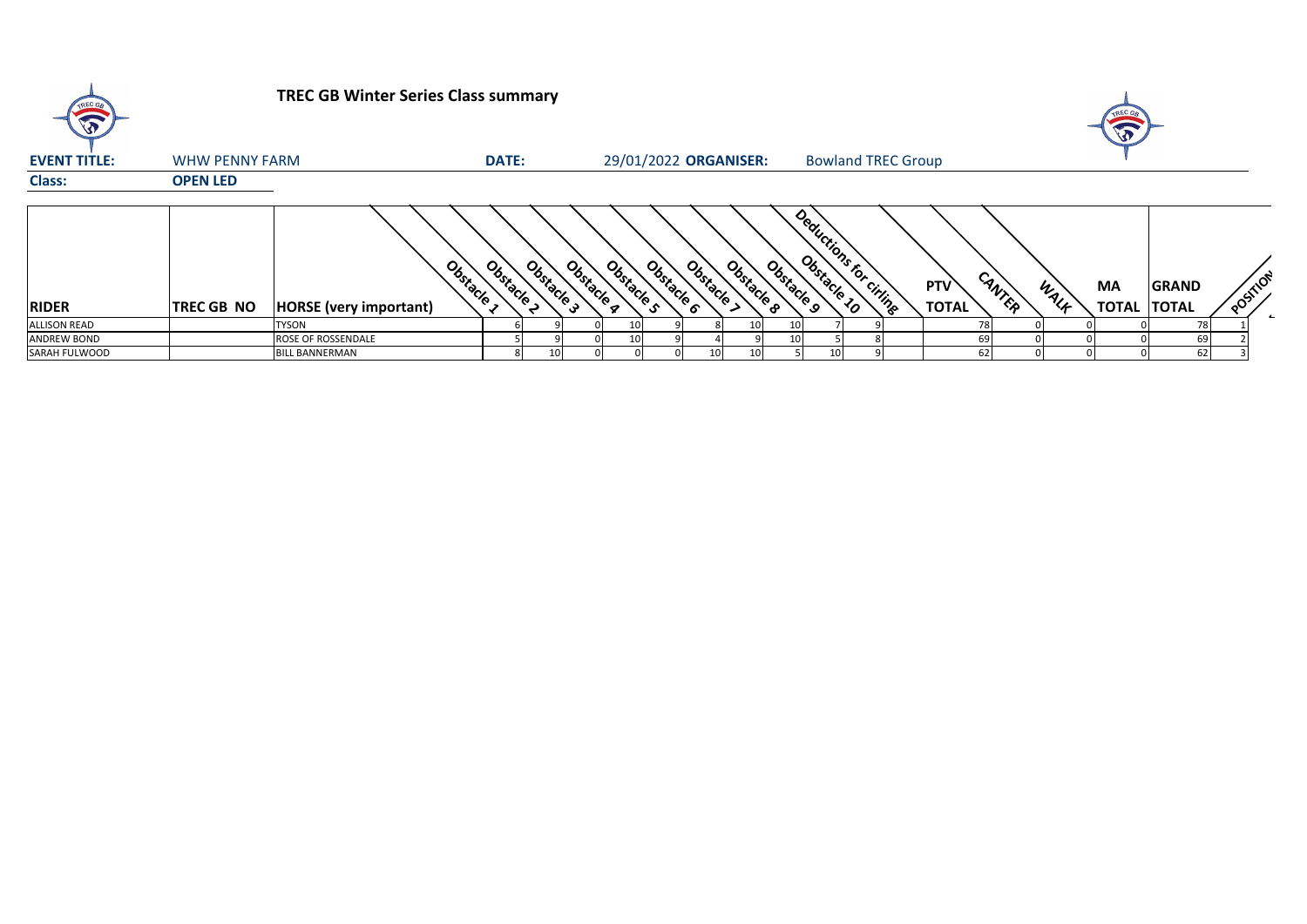# TREC GB Winter Series Class summary

**EVENT TITLE:** WHW PENNY FARM **DATE:** 29/01/2022 **ORGANISER:** Bowland TREC Group

**Class:** OPEN LED

| RIDER | TREC GB NO | HORSE (very important) | Obstacle 1 | Obstacle 2 | Obstacle 3 | Obstacle 4 | Obstacle 5 | Obstacle 6 | Obstacle 7 | Obstacle 8 | Obstacle 9 | Obstacle 10 | Deductions for circling | PTV TOTAL | CANTER | WALK | MA TOTAL | GRAND TOTAL | POSITION |
|---|---|---|---|---|---|---|---|---|---|---|---|---|---|---|---|---|---|---|---|
| ALLISON READ | | TYSON | 6 | 9 | 0 | 10 | 9 | 8 | 10 | 10 | 7 | 9 | | 78 | 0 | 0 | 0 | 78 | 1 |
| ANDREW BOND | | ROSE OF ROSSENDALE | 5 | 9 | 0 | 10 | 9 | 4 | 9 | 10 | 5 | 8 | | 69 | 0 | 0 | 0 | 69 | 2 |
| SARAH FULWOOD | | BILL BANNERMAN | 8 | 10 | 0 | 0 | 0 | 10 | 10 | 5 | 10 | 9 | | 62 | 0 | 0 | 0 | 62 | 3 |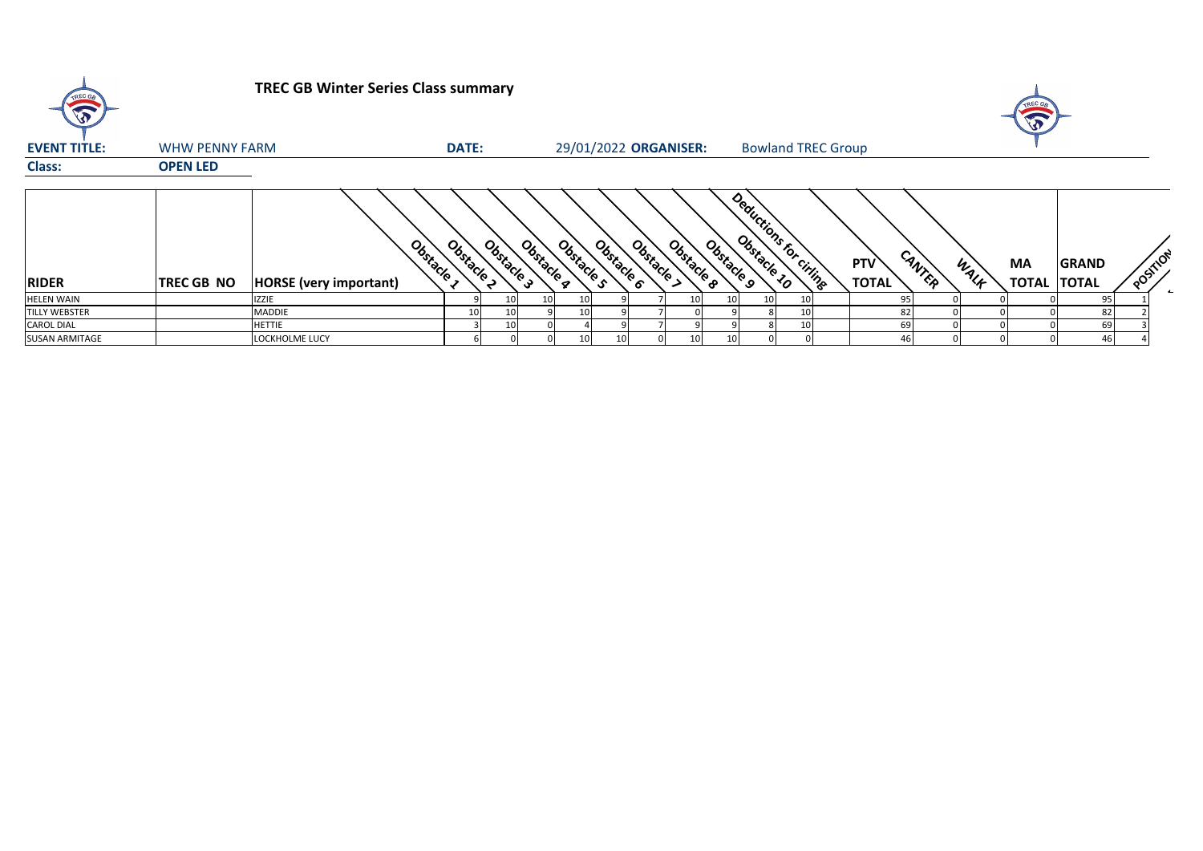# TREC GB Winter Series Class summary

**EVENT TITLE:** WHW PENNY FARM
**DATE:** 29/01/2022
**ORGANISER:** Bowland TREC Group

**Class:** OPEN LED

| RIDER | TREC GB NO | HORSE (very important) | Obstacle 1 | Obstacle 2 | Obstacle 3 | Obstacle 4 | Obstacle 5 | Obstacle 6 | Obstacle 7 | Obstacle 8 | Obstacle 9 | Obstacle 10 | Deductions for circling | PTV TOTAL | CANTER | WALK | MA TOTAL | GRAND TOTAL | POSITION |
|---|---|---|---|---|---|---|---|---|---|---|---|---|---|---|---|---|---|---|---|
| HELEN WAIN | | IZZIE | 9 | 10 | 10 | 10 | 9 | 7 | 10 | 10 | 10 | 10 | | 95 | 0 | 0 | 0 | 95 | 1 |
| TILLY WEBSTER | | MADDIE | 10 | 10 | 9 | 10 | 9 | 7 | 0 | 9 | 8 | 10 | | 82 | 0 | 0 | 0 | 82 | 2 |
| CAROL DIAL | | HETTIE | 3 | 10 | 0 | 4 | 9 | 7 | 9 | 9 | 8 | 10 | | 69 | 0 | 0 | 0 | 69 | 3 |
| SUSAN ARMITAGE | | LOCKHOLME LUCY | 6 | 0 | 0 | 10 | 10 | 0 | 10 | 10 | 0 | 0 | | 46 | 0 | 0 | 0 | 46 | 4 |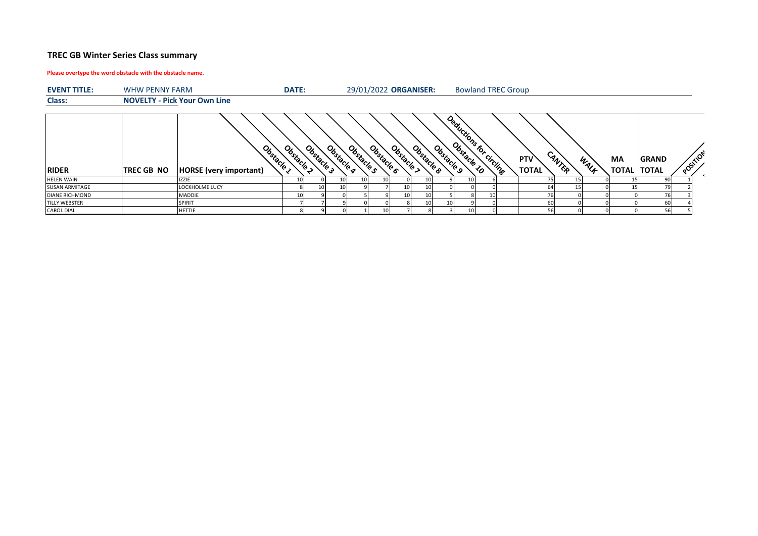## TREC GB Winter Series Class summary

**Please overtype the word obstacle with the obstacle name.**

**EVENT TITLE:** WHW PENNY FARM **DATE:** 29/01/2022 **ORGANISER:** Bowland TREC Group

**Class:** **NOVELTY - Pick Your Own Line**

| RIDER | TREC GB NO | HORSE (very important) | Obstacle 1 | Obstacle 2 | Obstacle 3 | Obstacle 4 | Obstacle 5 | Obstacle 6 | Obstacle 7 | Obstacle 8 | Obstacle 9 | Obstacle 10 | Deductions for circling | PTV TOTAL | CANTER | WALK | MA TOTAL | GRAND TOTAL | POSITION |
|---|---|---|---|---|---|---|---|---|---|---|---|---|---|---|---|---|---|---|---|
| HELEN WAIN | | IZZIE | 10 | 0 | 10 | 10 | 10 | 0 | 10 | 9 | 10 | 6 | | 75 | 15 | 0 | 15 | 90 | 1 |
| SUSAN ARMITAGE | | LOCKHOLME LUCY | 8 | 10 | 10 | 9 | 7 | 10 | 10 | 0 | 0 | 0 | | 64 | 15 | 0 | 15 | 79 | 2 |
| DIANE RICHMOND | | MADDIE | 10 | 9 | 0 | 5 | 9 | 10 | 10 | 5 | 8 | 10 | | 76 | 0 | 0 | 0 | 76 | 3 |
| TILLY WEBSTER | | SPIRIT | 7 | 7 | 9 | 0 | 0 | 8 | 10 | 10 | 9 | 0 | | 60 | 0 | 0 | 0 | 60 | 4 |
| CAROL DIAL | | HETTIE | 8 | 9 | 0 | 1 | 10 | 7 | 8 | 3 | 10 | 0 | | 56 | 0 | 0 | 0 | 56 | 5 |